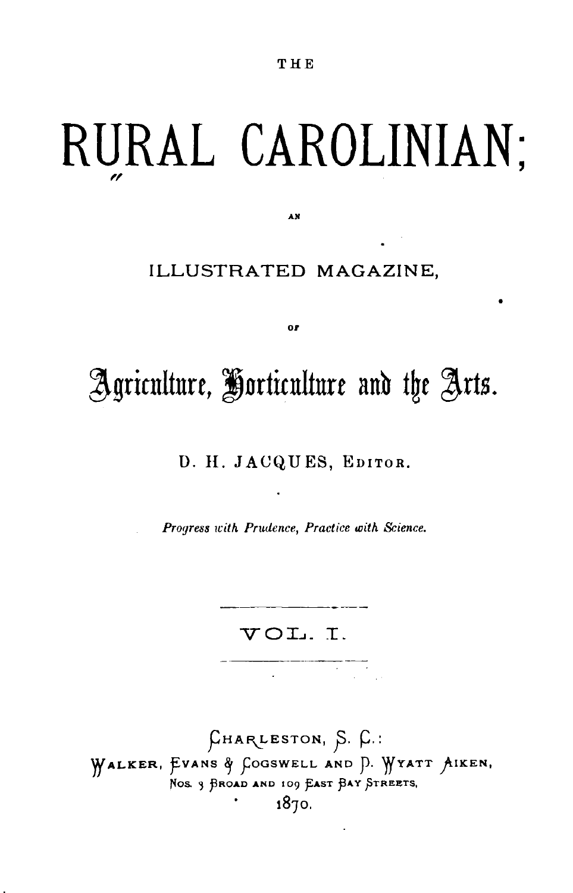THE

# RURAL CAROLINIAN;

AN

## ILLUSTRATED MAGAZINE,

OF

## Agriculture, Horticulture and the Arts.

D. H. JACQUES, EDITOR.

*Progress with Prudence, Practice with Science.*

VOL. I.

CHARLESTON, S. C.:
WALKER, EVANS & COGSWELL AND D. WYATT AIKEN,
NOS. 3 BROAD AND 109 EAST BAY STREETS,
1870.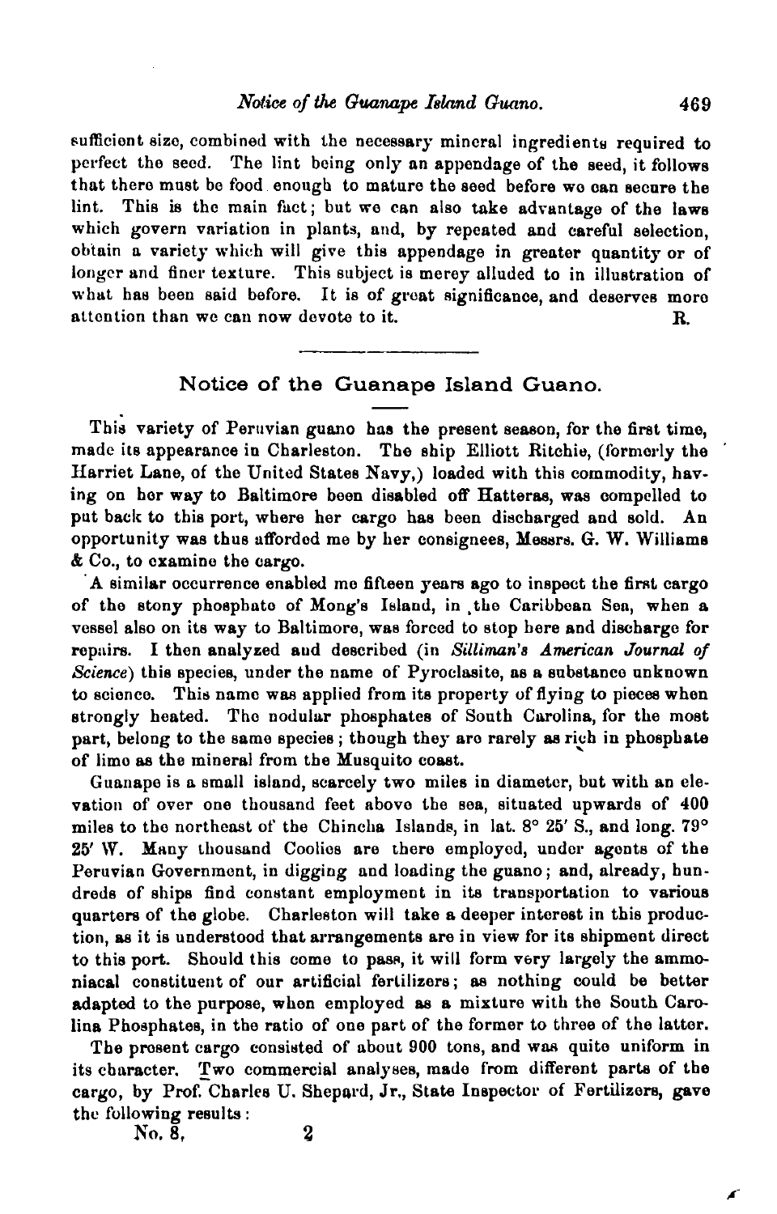sufficient size, combined with the necessary mineral ingredients required to perfect the seed. The lint being only an appendage of the seed, it follows that there must be food enough to mature the seed before we can secure the lint. This is the main fact; but we can also take advantage of the laws which govern variation in plants, and, by repeated and careful selection, obtain a variety which will give this appendage in greater quantity or of longer and finer texture. This subject is merey alluded to in illustration of what has been said before. It is of great significance, and deserves more attention than we can now devote to it. R.

---

## Notice of the Guanape Island Guano.

This variety of Peruvian guano has the present season, for the first time, made its appearance in Charleston. The ship Elliott Ritchie, (formerly the Harriet Lane, of the United States Navy,) loaded with this commodity, having on her way to Baltimore been disabled off Hatteras, was compelled to put back to this port, where her cargo has been discharged and sold. An opportunity was thus afforded me by her consignees, Messrs. G. W. Williams & Co., to examine the cargo.

A similar occurrence enabled me fifteen years ago to inspect the first cargo of the stony phosphate of Mong's Island, in the Caribbean Sea, when a vessel also on its way to Baltimore, was forced to stop here and discharge for repairs. I then analyzed and described (in *Silliman's American Journal of Science*) this species, under the name of Pyroclasite, as a substance unknown to science. This name was applied from its property of flying to pieces when strongly heated. The nodular phosphates of South Carolina, for the most part, belong to the same species; though they are rarely as rich in phosphate of lime as the mineral from the Musquito coast.

Guanape is a small island, scarcely two miles in diameter, but with an elevation of over one thousand feet above the sea, situated upwards of 400 miles to the northeast of the Chincha Islands, in lat. 8° 25′ S., and long. 79° 25′ W. Many thousand Coolies are there employed, under agents of the Peruvian Government, in digging and loading the guano; and, already, hundreds of ships find constant employment in its transportation to various quarters of the globe. Charleston will take a deeper interest in this production, as it is understood that arrangements are in view for its shipment direct to this port. Should this come to pass, it will form very largely the ammoniacal constituent of our artificial fertilizers; as nothing could be better adapted to the purpose, when employed as a mixture with the South Carolina Phosphates, in the ratio of one part of the former to three of the latter.

The present cargo consisted of about 900 tons, and was quite uniform in its character. Two commercial analyses, made from different parts of the cargo, by Prof. Charles U. Shepard, Jr., State Inspector of Fertilizers, gave the following results:

No. 8, 2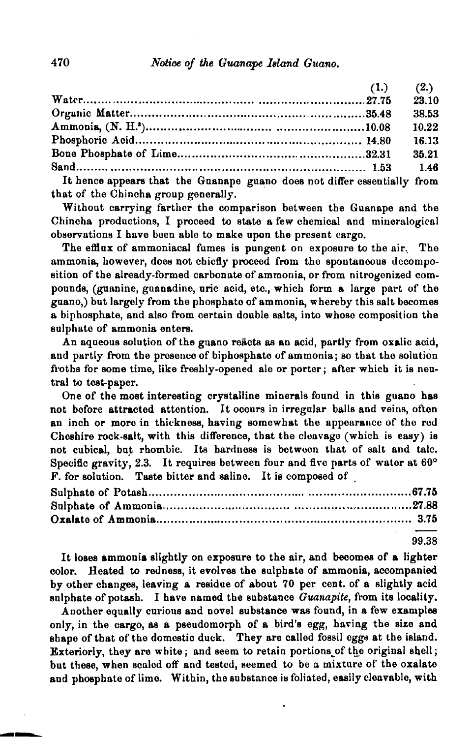| | (1.) | (2.) |
|---|---|---|
| Water | 27.75 | 23.10 |
| Organic Matter | 35.48 | 38.53 |
| Ammonia, ($NH^3$) | 10.08 | 10.22 |
| Phosphoric Acid | 14.80 | 16.13 |
| Bone Phosphate of Lime | 32.31 | 35.21 |
| Sand | 1.53 | 1.46 |

It hence appears that the Guanape guano does not differ essentially from that of the Chincha group generally.

Without carrying farther the comparison between the Guanape and the Chincha productions, I proceed to state a few chemical and mineralogical observations I have been able to make upon the present cargo.

The efflux of ammoniacal fumes is pungent on exposure to the air. The ammonia, however, does not chiefly proceed from the spontaneous decomposition of the already-formed carbonate of ammonia, or from nitrogenized compounds, (guanine, guanadine, uric acid, etc., which form a large part of the guano,) but largely from the phosphate of ammonia, whereby this salt becomes a biphosphate, and also from certain double salts, into whose composition the sulphate of ammonia enters.

An aqueous solution of the guano reäcts as an acid, partly from oxalic acid, and partly from the presence of biphosphate of ammonia; so that the solution froths for some time, like freshly-opened ale or porter; after which it is neutral to test-paper.

One of the most interesting crystalline minerals found in this guano has not before attracted attention. It occurs in irregular balls and veins, often an inch or more in thickness, having somewhat the appearance of the red Cheshire rock-salt, with this difference, that the cleavage (which is easy) is not cubical, but rhombic. Its hardness is between that of salt and talc. Specific gravity, 2.3. It requires between four and five parts of water at 60° F. for solution. Taste bitter and saline. It is composed of

| | |
|---|---|
| Sulphate of Potash | 67.75 |
| Sulphate of Ammonia | 27.88 |
| Oxalate of Ammonia | 3.75 |
| | 99.38 |

It loses ammonia slightly on exposure to the air, and becomes of a lighter color. Heated to redness, it evolves the sulphate of ammonia, accompanied by other changes, leaving a residue of about 70 per cent. of a slightly acid sulphate of potash. I have named the substance *Guanapite*, from its locality.

Another equally curious and novel substance was found, in a few examples only, in the cargo, as a pseudomorph of a bird's egg, having the size and shape of that of the domestic duck. They are called fossil eggs at the island. Exteriorly, they are white; and seem to retain portions of the original shell; but these, when scaled off and tested, seemed to be a mixture of the oxalate and phosphate of lime. Within, the substance is foliated, easily cleavable, with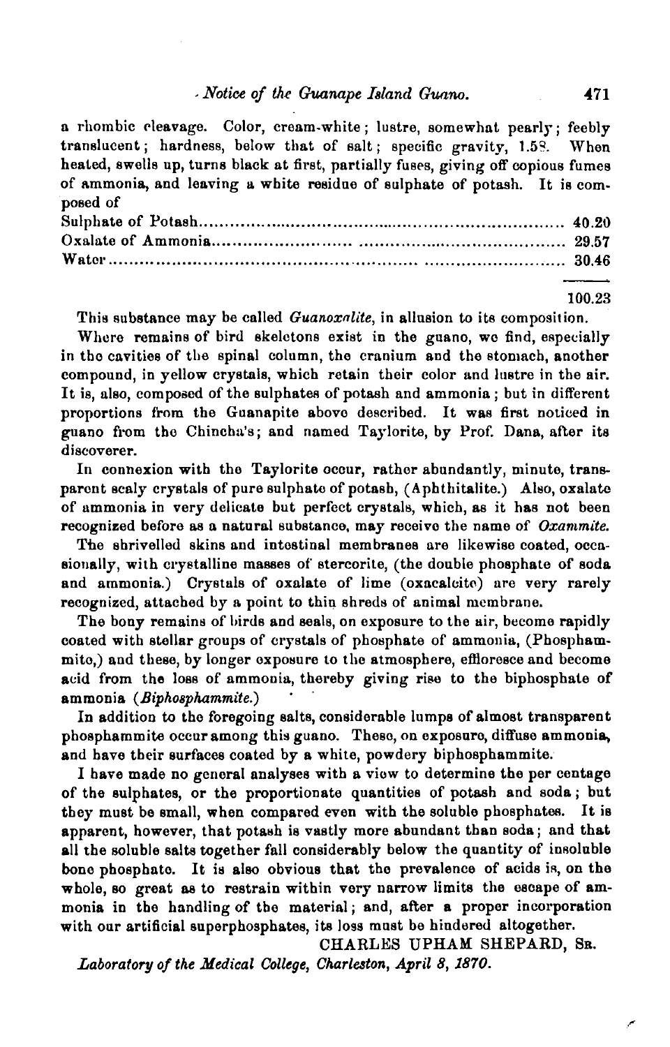a rhombic cleavage. Color, cream-white; lustre, somewhat pearly; feebly translucent; hardness, below that of salt; specific gravity, 1.58. When heated, swells up, turns black at first, partially fuses, giving off copious fumes of ammonia, and leaving a white residue of sulphate of potash. It is composed of

| | |
|---|---|
| Sulphate of Potash | 40.20 |
| Oxalate of Ammonia | 29.57 |
| Water | 30.46 |
| | 100.23 |

This substance may be called *Guanoxalite*, in allusion to its composition.

Where remains of bird skeletons exist in the guano, we find, especially in the cavities of the spinal column, the cranium and the stomach, another compound, in yellow crystals, which retain their color and lustre in the air. It is, also, composed of the sulphates of potash and ammonia; but in different proportions from the Guanapite above described. It was first noticed in guano from the Chincha's; and named Taylorite, by Prof. Dana, after its discoverer.

In connexion with the Taylorite occur, rather abundantly, minute, transparent scaly crystals of pure sulphate of potash, (Aphthitalite.) Also, oxalate of ammonia in very delicate but perfect crystals, which, as it has not been recognized before as a natural substance, may receive the name of *Oxammite.*

The shrivelled skins and intestinal membranes are likewise coated, occasionally, with crystalline masses of stercorite, (the double phosphate of soda and ammonia.) Crystals of oxalate of lime (oxacalcite) are very rarely recognized, attached by a point to thin shreds of animal membrane.

The bony remains of birds and seals, on exposure to the air, become rapidly coated with stellar groups of crystals of phosphate of ammonia, (Phosphammite,) and these, by longer exposure to the atmosphere, effloresce and become acid from the loss of ammonia, thereby giving rise to the biphosphate of ammonia (*Biphosphammite.*)

In addition to the foregoing salts, considerable lumps of almost transparent phosphammite occur among this guano. These, on exposure, diffuse ammonia, and have their surfaces coated by a white, powdery biphosphammite.

I have made no general analyses with a view to determine the per centage of the sulphates, or the proportionate quantities of potash and soda; but they must be small, when compared even with the soluble phosphates. It is apparent, however, that potash is vastly more abundant than soda; and that all the soluble salts together fall considerably below the quantity of insoluble bone phosphate. It is also obvious that the prevalence of acids is, on the whole, so great as to restrain within very narrow limits the escape of ammonia in the handling of the material; and, after a proper incorporation with our artificial superphosphates, its loss must be hindered altogether.

CHARLES UPHAM SHEPARD, SR.

*Laboratory of the Medical College, Charleston, April 8, 1870.*